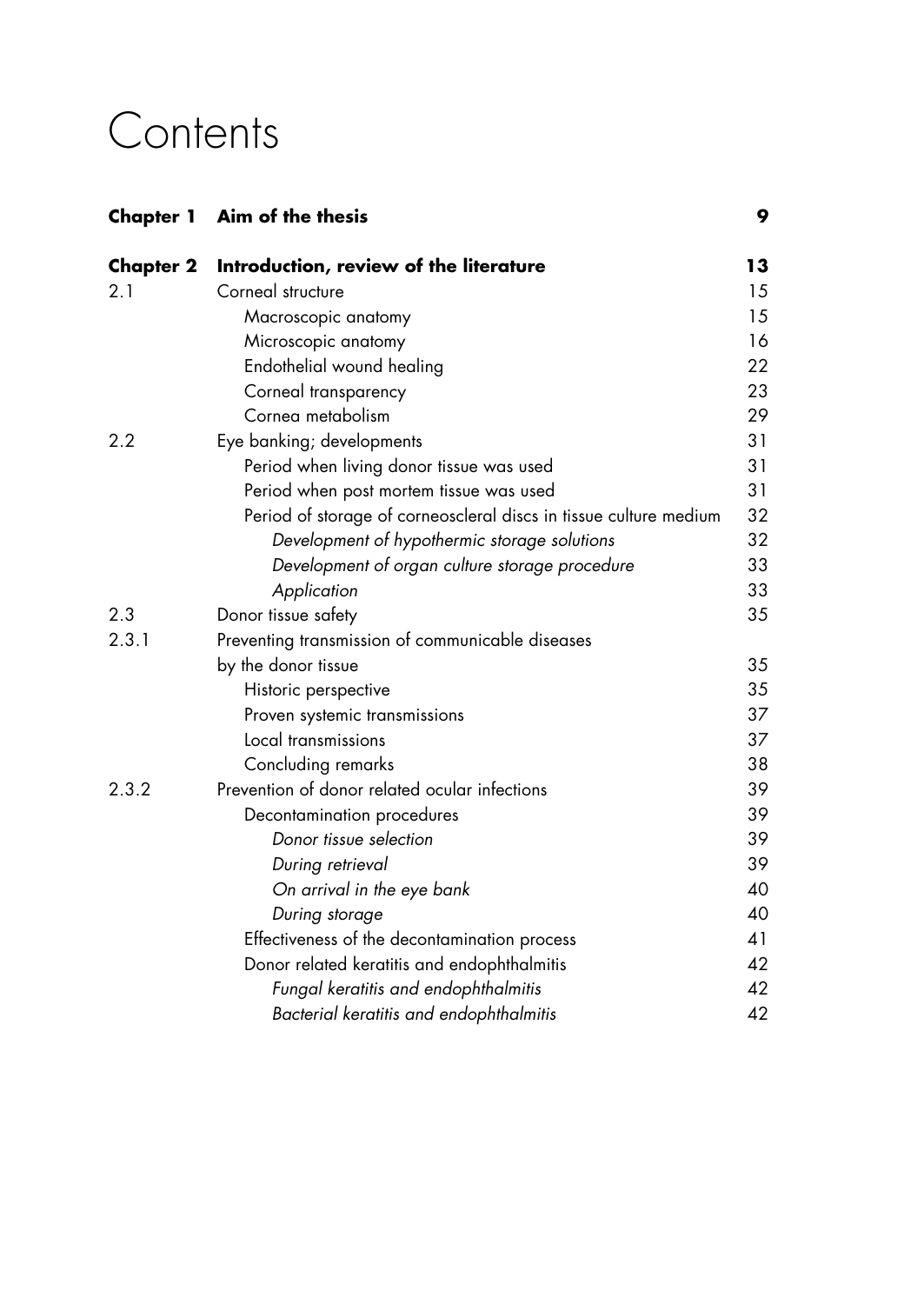# Contents

| | | |
|---|---|---|
| **Chapter 1** | **Aim of the thesis** | **9** |
| **Chapter 2** | **Introduction, review of the literature** | **13** |
| 2.1 | Corneal structure | 15 |
| | Macroscopic anatomy | 15 |
| | Microscopic anatomy | 16 |
| | Endothelial wound healing | 22 |
| | Corneal transparency | 23 |
| | Cornea metabolism | 29 |
| 2.2 | Eye banking; developments | 31 |
| | Period when living donor tissue was used | 31 |
| | Period when post mortem tissue was used | 31 |
| | Period of storage of corneoscleral discs in tissue culture medium | 32 |
| | *Development of hypothermic storage solutions* | 32 |
| | *Development of organ culture storage procedure* | 33 |
| | *Application* | 33 |
| 2.3 | Donor tissue safety | 35 |
| 2.3.1 | Preventing transmission of communicable diseases by the donor tissue | 35 |
| | Historic perspective | 35 |
| | Proven systemic transmissions | 37 |
| | Local transmissions | 37 |
| | Concluding remarks | 38 |
| 2.3.2 | Prevention of donor related ocular infections | 39 |
| | Decontamination procedures | 39 |
| | *Donor tissue selection* | 39 |
| | *During retrieval* | 39 |
| | *On arrival in the eye bank* | 40 |
| | *During storage* | 40 |
| | Effectiveness of the decontamination process | 41 |
| | Donor related keratitis and endophthalmitis | 42 |
| | *Fungal keratitis and endophthalmitis* | 42 |
| | *Bacterial keratitis and endophthalmitis* | 42 |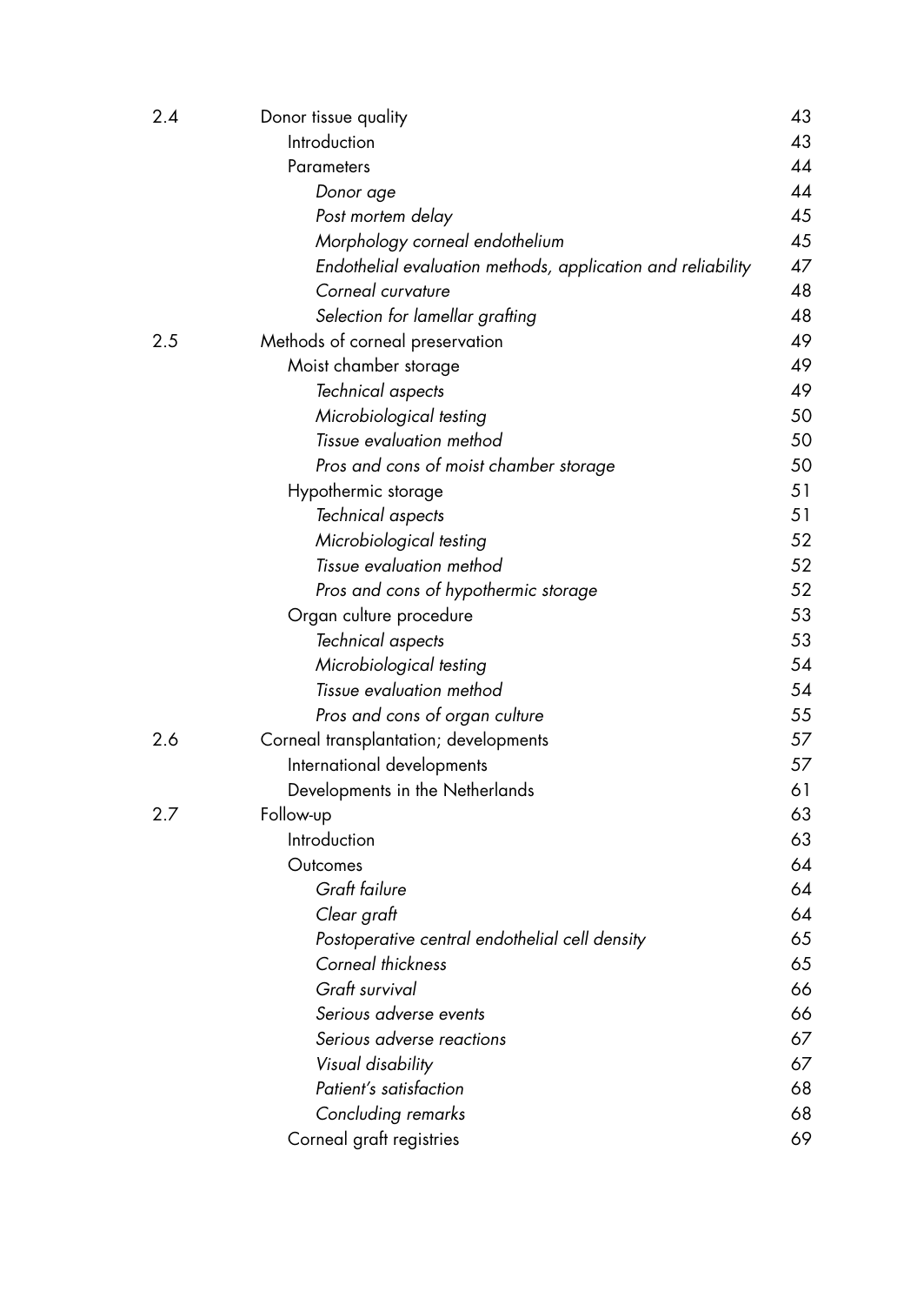| | | |
|---|---|---|
| 2.4 | Donor tissue quality | 43 |
| | Introduction | 43 |
| | Parameters | 44 |
| | *Donor age* | 44 |
| | *Post mortem delay* | 45 |
| | *Morphology corneal endothelium* | 45 |
| | *Endothelial evaluation methods, application and reliability* | 47 |
| | *Corneal curvature* | 48 |
| | *Selection for lamellar grafting* | 48 |
| 2.5 | Methods of corneal preservation | 49 |
| | Moist chamber storage | 49 |
| | *Technical aspects* | 49 |
| | *Microbiological testing* | 50 |
| | *Tissue evaluation method* | 50 |
| | *Pros and cons of moist chamber storage* | 50 |
| | Hypothermic storage | 51 |
| | *Technical aspects* | 51 |
| | *Microbiological testing* | 52 |
| | *Tissue evaluation method* | 52 |
| | *Pros and cons of hypothermic storage* | 52 |
| | Organ culture procedure | 53 |
| | *Technical aspects* | 53 |
| | *Microbiological testing* | 54 |
| | *Tissue evaluation method* | 54 |
| | *Pros and cons of organ culture* | 55 |
| 2.6 | Corneal transplantation; developments | 57 |
| | International developments | 57 |
| | Developments in the Netherlands | 61 |
| 2.7 | Follow-up | 63 |
| | Introduction | 63 |
| | Outcomes | 64 |
| | *Graft failure* | 64 |
| | *Clear graft* | 64 |
| | *Postoperative central endothelial cell density* | 65 |
| | *Corneal thickness* | 65 |
| | *Graft survival* | 66 |
| | *Serious adverse events* | 66 |
| | *Serious adverse reactions* | 67 |
| | *Visual disability* | 67 |
| | *Patient's satisfaction* | 68 |
| | *Concluding remarks* | 68 |
| | Corneal graft registries | 69 |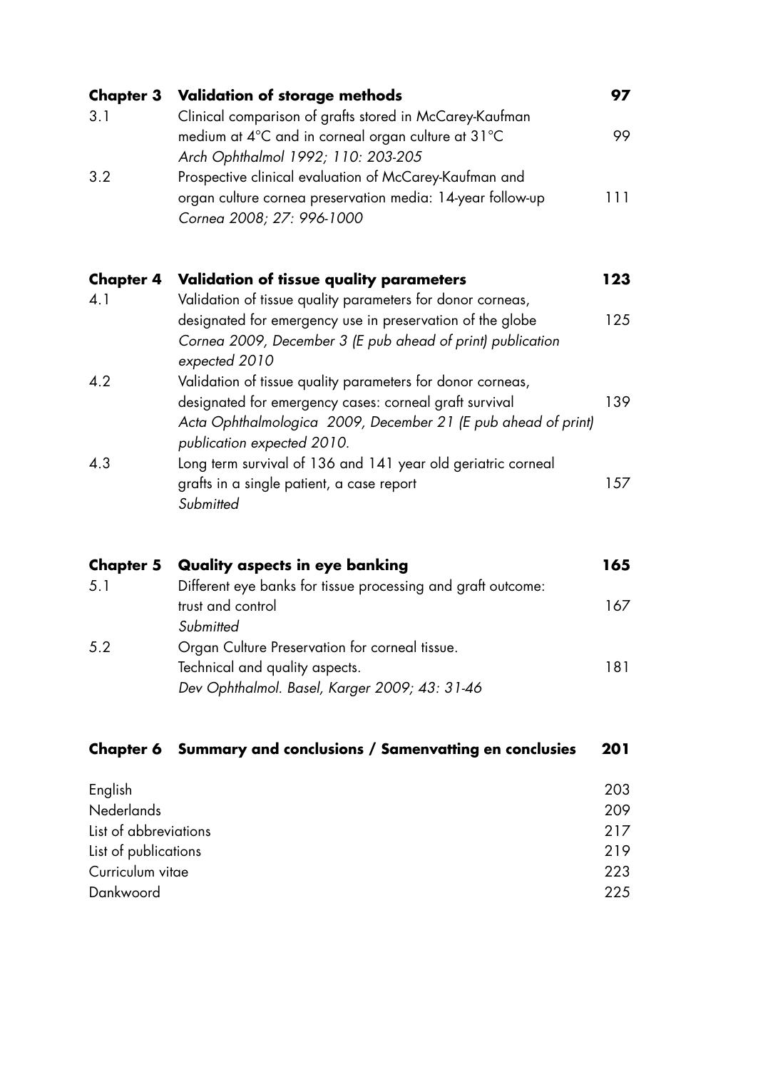**Chapter 3 Validation of storage methods** **97**

3.1 Clinical comparison of grafts stored in McCarey-Kaufman medium at 4°C and in corneal organ culture at 31°C 99
*Arch Ophthalmol 1992; 110: 203-205*

3.2 Prospective clinical evaluation of McCarey-Kaufman and organ culture cornea preservation media: 14-year follow-up 111
*Cornea 2008; 27: 996-1000*

**Chapter 4 Validation of tissue quality parameters** **123**

4.1 Validation of tissue quality parameters for donor corneas, designated for emergency use in preservation of the globe 125
*Cornea 2009, December 3 (E pub ahead of print) publication expected 2010*

4.2 Validation of tissue quality parameters for donor corneas, designated for emergency cases: corneal graft survival 139
*Acta Ophthalmologica 2009, December 21 (E pub ahead of print) publication expected 2010.*

4.3 Long term survival of 136 and 141 year old geriatric corneal grafts in a single patient, a case report 157
*Submitted*

**Chapter 5 Quality aspects in eye banking** **165**

5.1 Different eye banks for tissue processing and graft outcome: trust and control 167
*Submitted*

5.2 Organ Culture Preservation for corneal tissue. Technical and quality aspects. 181
*Dev Ophthalmol. Basel, Karger 2009; 43: 31-46*

**Chapter 6 Summary and conclusions / Samenvatting en conclusies** **201**

English 203
Nederlands 209
List of abbreviations 217
List of publications 219
Curriculum vitae 223
Dankwoord 225